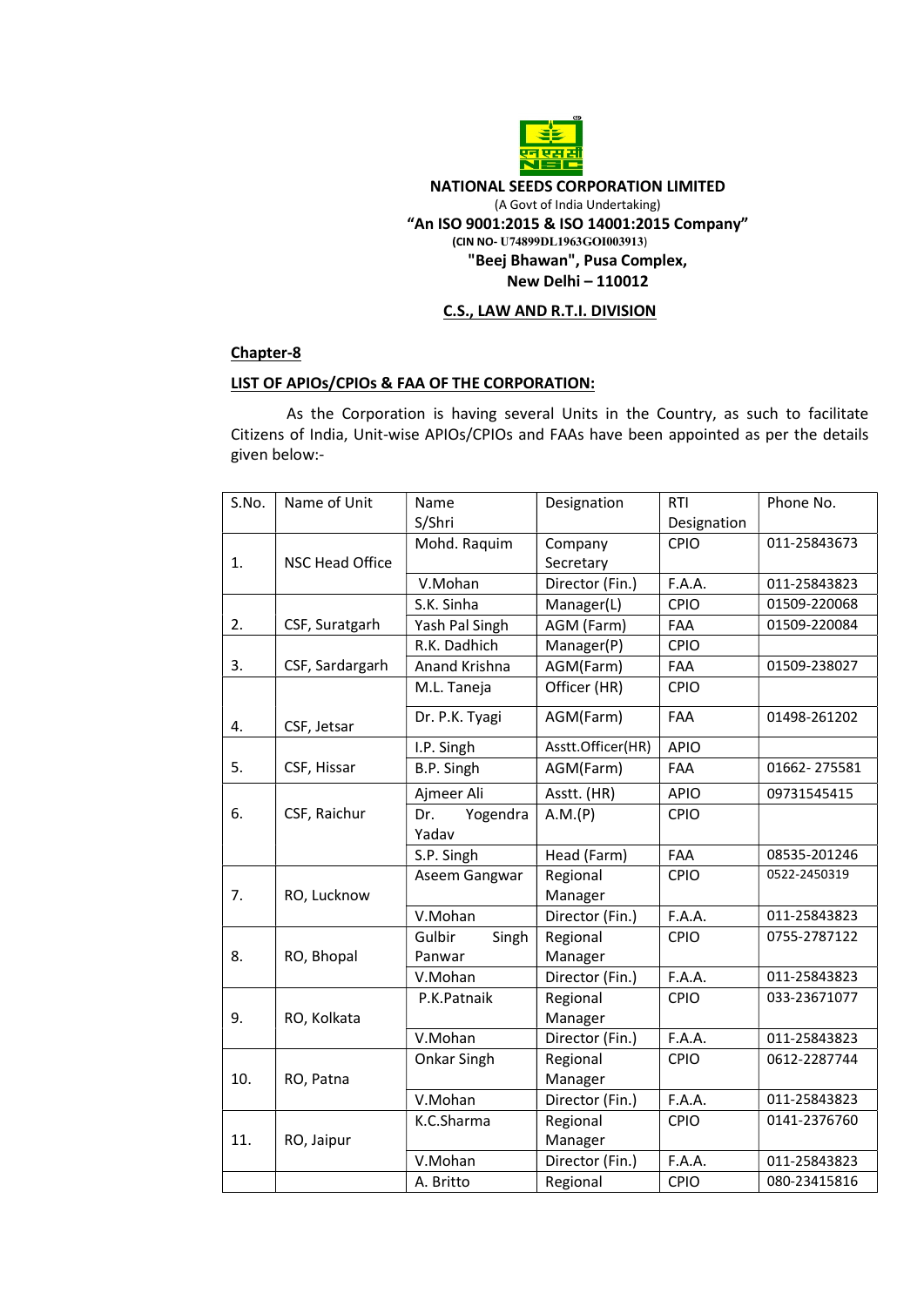**NATIONAL SEEDS CORPORATION LIMITED**

(A Govt of India Undertaking)

**"An ISO 9001:2015 & ISO 14001:2015 Company"**

**(CIN NO- U74899DL1963GOI003913)**

**"Beej Bhawan", Pusa Complex,**

**New Delhi – 110012**

**C.S., LAW AND R.T.I. DIVISION**

**Chapter-8**

**LIST OF APIOs/CPIOs & FAA OF THE CORPORATION:**

As the Corporation is having several Units in the Country, as such to facilitate Citizens of India, Unit-wise APIOs/CPIOs and FAAs have been appointed as per the details given below:-

| S.No. | Name of Unit | Name S/Shri | Designation | RTI Designation | Phone No. |
|---|---|---|---|---|---|
| 1. | NSC Head Office | Mohd. Raquim | Company Secretary | CPIO | 011-25843673 |
| | | V.Mohan | Director (Fin.) | F.A.A. | 011-25843823 |
| 2. | CSF, Suratgarh | S.K. Sinha | Manager(L) | CPIO | 01509-220068 |
| | | Yash Pal Singh | AGM (Farm) | FAA | 01509-220084 |
| 3. | CSF, Sardargarh | R.K. Dadhich | Manager(P) | CPIO | |
| | | Anand Krishna | AGM(Farm) | FAA | 01509-238027 |
| 4. | CSF, Jetsar | M.L. Taneja | Officer (HR) | CPIO | |
| | | Dr. P.K. Tyagi | AGM(Farm) | FAA | 01498-261202 |
| 5. | CSF, Hissar | I.P. Singh | Asstt.Officer(HR) | APIO | |
| | | B.P. Singh | AGM(Farm) | FAA | 01662- 275581 |
| 6. | CSF, Raichur | Ajmeer Ali | Asstt. (HR) | APIO | 09731545415 |
| | | Dr. Yogendra Yadav | A.M.(P) | CPIO | |
| | | S.P. Singh | Head (Farm) | FAA | 08535-201246 |
| 7. | RO, Lucknow | Aseem Gangwar | Regional Manager | CPIO | 0522-2450319 |
| | | V.Mohan | Director (Fin.) | F.A.A. | 011-25843823 |
| 8. | RO, Bhopal | Gulbir Singh Panwar | Regional Manager | CPIO | 0755-2787122 |
| | | V.Mohan | Director (Fin.) | F.A.A. | 011-25843823 |
| 9. | RO, Kolkata | P.K.Patnaik | Regional Manager | CPIO | 033-23671077 |
| | | V.Mohan | Director (Fin.) | F.A.A. | 011-25843823 |
| 10. | RO, Patna | Onkar Singh | Regional Manager | CPIO | 0612-2287744 |
| | | V.Mohan | Director (Fin.) | F.A.A. | 011-25843823 |
| 11. | RO, Jaipur | K.C.Sharma | Regional Manager | CPIO | 0141-2376760 |
| | | V.Mohan | Director (Fin.) | F.A.A. | 011-25843823 |
| | | A. Britto | Regional | CPIO | 080-23415816 |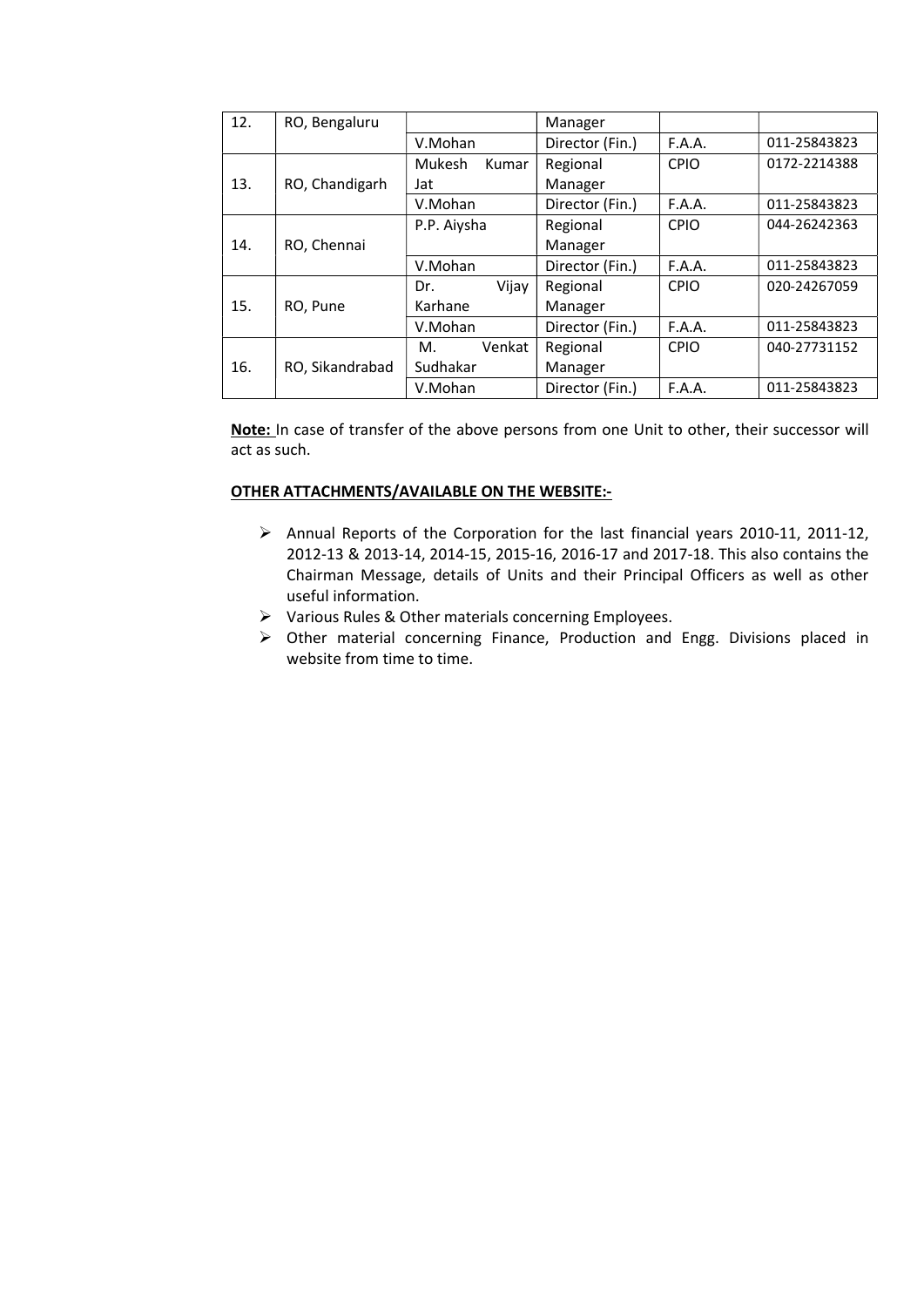| | | | | | |
|---|---|---|---|---|---|
| 12. | RO, Bengaluru | | Manager | | |
| | | V.Mohan | Director (Fin.) | F.A.A. | 011-25843823 |
| 13. | RO, Chandigarh | Mukesh Kumar Jat | Regional Manager | CPIO | 0172-2214388 |
| | | V.Mohan | Director (Fin.) | F.A.A. | 011-25843823 |
| 14. | RO, Chennai | P.P. Aiysha | Regional Manager | CPIO | 044-26242363 |
| | | V.Mohan | Director (Fin.) | F.A.A. | 011-25843823 |
| 15. | RO, Pune | Dr. Vijay Karhane | Regional Manager | CPIO | 020-24267059 |
| | | V.Mohan | Director (Fin.) | F.A.A. | 011-25843823 |
| 16. | RO, Sikandrabad | M. Venkat Sudhakar | Regional Manager | CPIO | 040-27731152 |
| | | V.Mohan | Director (Fin.) | F.A.A. | 011-25843823 |

**Note:** In case of transfer of the above persons from one Unit to other, their successor will act as such.

**OTHER ATTACHMENTS/AVAILABLE ON THE WEBSITE:-**

- Annual Reports of the Corporation for the last financial years 2010-11, 2011-12, 2012-13 & 2013-14, 2014-15, 2015-16, 2016-17 and 2017-18. This also contains the Chairman Message, details of Units and their Principal Officers as well as other useful information.
- Various Rules & Other materials concerning Employees.
- Other material concerning Finance, Production and Engg. Divisions placed in website from time to time.